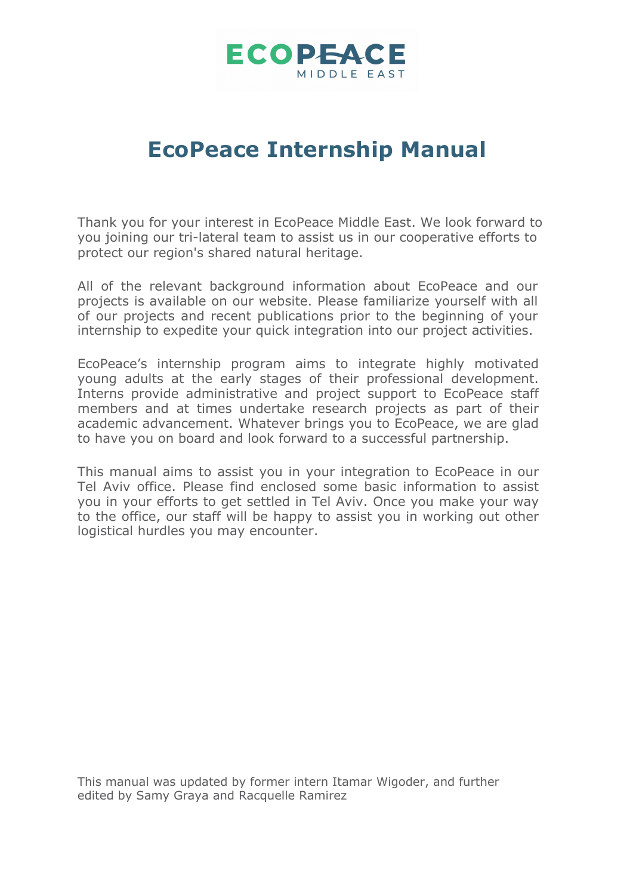ECOPEACE
MIDDLE EAST

# EcoPeace Internship Manual

Thank you for your interest in EcoPeace Middle East. We look forward to you joining our tri-lateral team to assist us in our cooperative efforts to protect our region's shared natural heritage.

All of the relevant background information about EcoPeace and our projects is available on our website. Please familiarize yourself with all of our projects and recent publications prior to the beginning of your internship to expedite your quick integration into our project activities.

EcoPeace's internship program aims to integrate highly motivated young adults at the early stages of their professional development. Interns provide administrative and project support to EcoPeace staff members and at times undertake research projects as part of their academic advancement. Whatever brings you to EcoPeace, we are glad to have you on board and look forward to a successful partnership.

This manual aims to assist you in your integration to EcoPeace in our Tel Aviv office. Please find enclosed some basic information to assist you in your efforts to get settled in Tel Aviv. Once you make your way to the office, our staff will be happy to assist you in working out other logistical hurdles you may encounter.

This manual was updated by former intern Itamar Wigoder, and further edited by Samy Graya and Racquelle Ramirez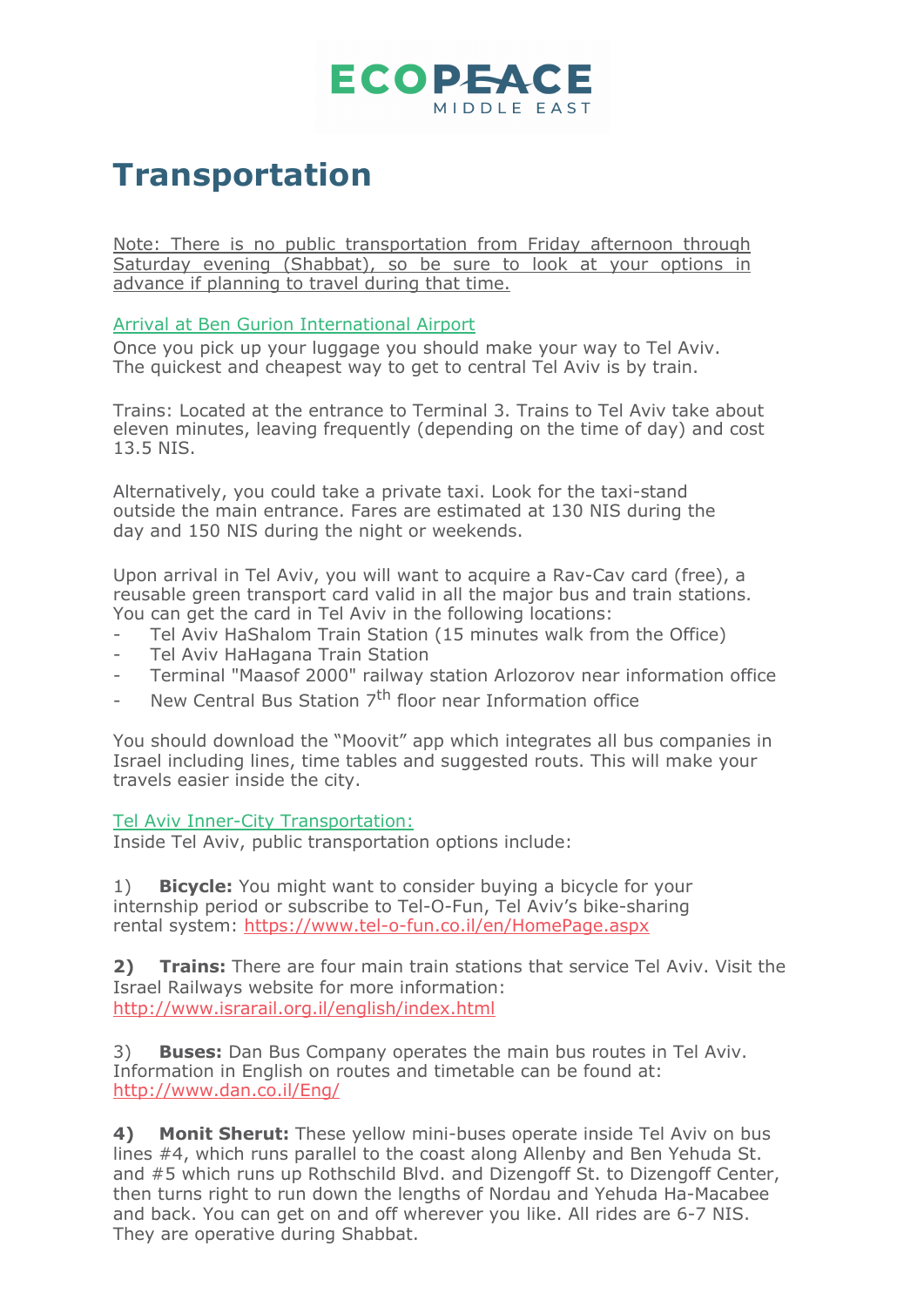# Transportation

Note: There is no public transportation from Friday afternoon through Saturday evening (Shabbat), so be sure to look at your options in advance if planning to travel during that time.

## Arrival at Ben Gurion International Airport

Once you pick up your luggage you should make your way to Tel Aviv.
The quickest and cheapest way to get to central Tel Aviv is by train.

Trains: Located at the entrance to Terminal 3. Trains to Tel Aviv take about eleven minutes, leaving frequently (depending on the time of day) and cost 13.5 NIS.

Alternatively, you could take a private taxi. Look for the taxi-stand outside the main entrance. Fares are estimated at 130 NIS during the day and 150 NIS during the night or weekends.

Upon arrival in Tel Aviv, you will want to acquire a Rav-Cav card (free), a reusable green transport card valid in all the major bus and train stations. You can get the card in Tel Aviv in the following locations:

- Tel Aviv HaShalom Train Station (15 minutes walk from the Office)
- Tel Aviv HaHagana Train Station
- Terminal "Maasof 2000" railway station Arlozorov near information office
- New Central Bus Station 7th floor near Information office

You should download the "Moovit" app which integrates all bus companies in Israel including lines, time tables and suggested routs. This will make your travels easier inside the city.

## Tel Aviv Inner-City Transportation:

Inside Tel Aviv, public transportation options include:

1) **Bicycle:** You might want to consider buying a bicycle for your internship period or subscribe to Tel-O-Fun, Tel Aviv's bike-sharing rental system: https://www.tel-o-fun.co.il/en/HomePage.aspx

**2) Trains:** There are four main train stations that service Tel Aviv. Visit the Israel Railways website for more information: http://www.israrail.org.il/english/index.html

3) **Buses:** Dan Bus Company operates the main bus routes in Tel Aviv. Information in English on routes and timetable can be found at: http://www.dan.co.il/Eng/

**4) Monit Sherut:** These yellow mini-buses operate inside Tel Aviv on bus lines #4, which runs parallel to the coast along Allenby and Ben Yehuda St. and #5 which runs up Rothschild Blvd. and Dizengoff St. to Dizengoff Center, then turns right to run down the lengths of Nordau and Yehuda Ha-Macabee and back. You can get on and off wherever you like. All rides are 6-7 NIS. They are operative during Shabbat.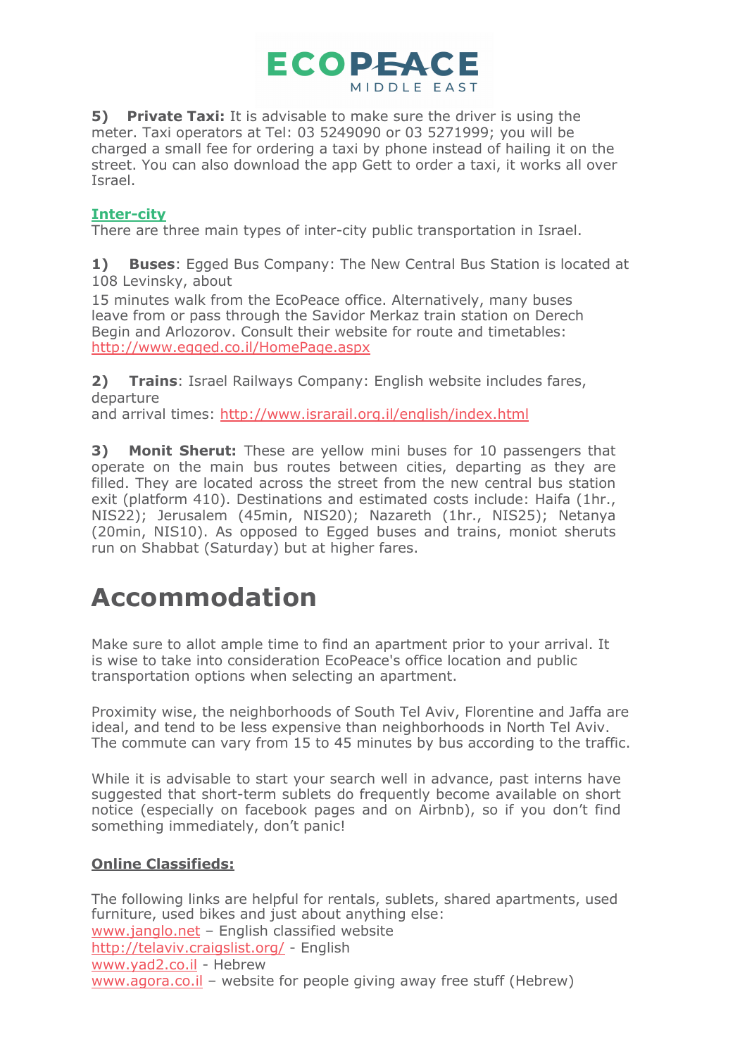**5) Private Taxi:** It is advisable to make sure the driver is using the meter. Taxi operators at Tel: 03 5249090 or 03 5271999; you will be charged a small fee for ordering a taxi by phone instead of hailing it on the street. You can also download the app Gett to order a taxi, it works all over Israel.

**Inter-city**

There are three main types of inter-city public transportation in Israel.

**1) Buses**: Egged Bus Company: The New Central Bus Station is located at 108 Levinsky, about 15 minutes walk from the EcoPeace office. Alternatively, many buses leave from or pass through the Savidor Merkaz train station on Derech Begin and Arlozorov. Consult their website for route and timetables: http://www.egged.co.il/HomePage.aspx

**2) Trains**: Israel Railways Company: English website includes fares, departure and arrival times: http://www.israrail.org.il/english/index.html

**3) Monit Sherut:** These are yellow mini buses for 10 passengers that operate on the main bus routes between cities, departing as they are filled. They are located across the street from the new central bus station exit (platform 410). Destinations and estimated costs include: Haifa (1hr., NIS22); Jerusalem (45min, NIS20); Nazareth (1hr., NIS25); Netanya (20min, NIS10). As opposed to Egged buses and trains, moniot sheruts run on Shabbat (Saturday) but at higher fares.

# Accommodation

Make sure to allot ample time to find an apartment prior to your arrival. It is wise to take into consideration EcoPeace's office location and public transportation options when selecting an apartment.

Proximity wise, the neighborhoods of South Tel Aviv, Florentine and Jaffa are ideal, and tend to be less expensive than neighborhoods in North Tel Aviv. The commute can vary from 15 to 45 minutes by bus according to the traffic.

While it is advisable to start your search well in advance, past interns have suggested that short-term sublets do frequently become available on short notice (especially on facebook pages and on Airbnb), so if you don't find something immediately, don't panic!

**Online Classifieds:**

The following links are helpful for rentals, sublets, shared apartments, used furniture, used bikes and just about anything else:
www.janglo.net – English classified website
http://telaviv.craigslist.org/ - English
www.yad2.co.il - Hebrew
www.agora.co.il – website for people giving away free stuff (Hebrew)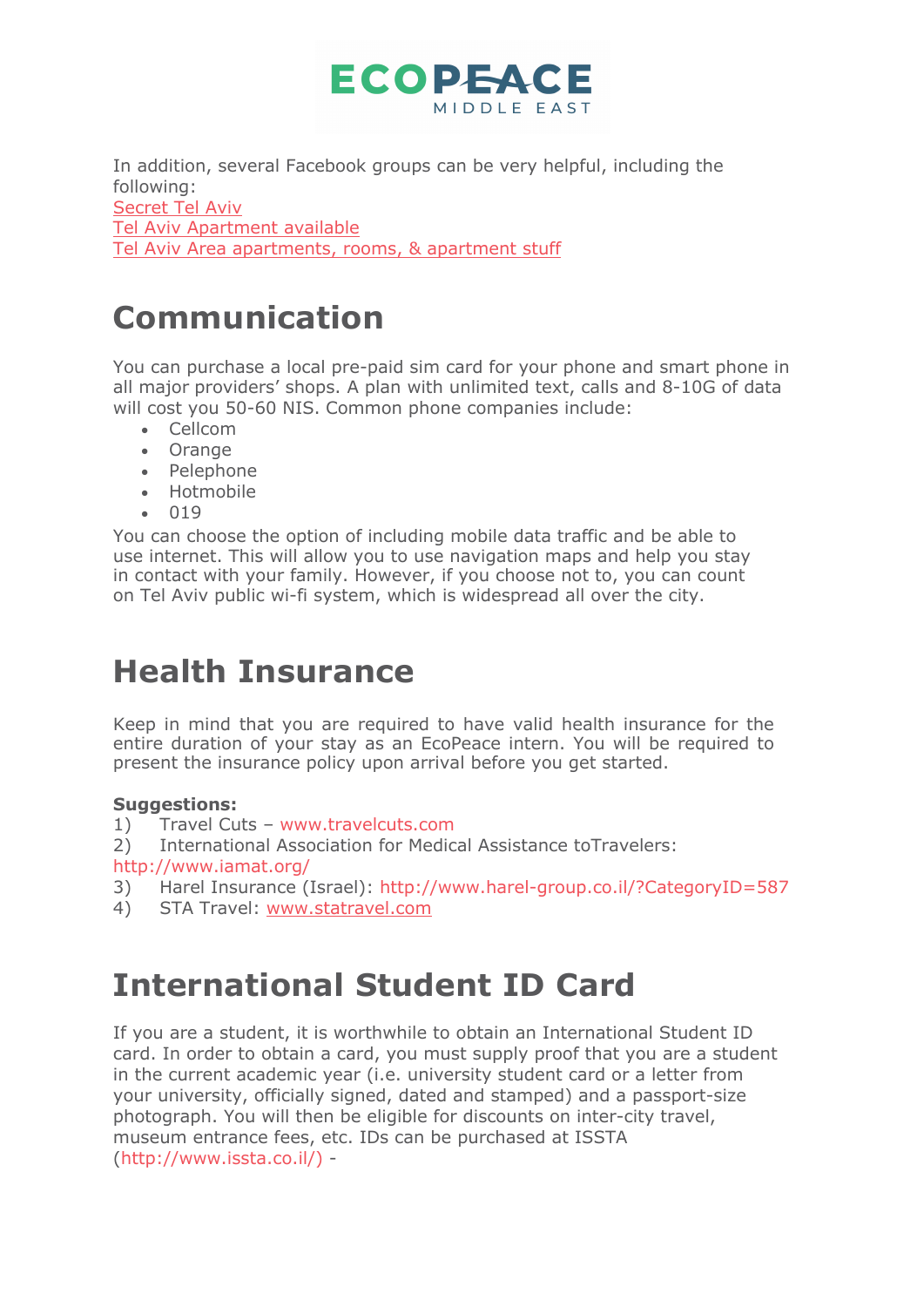In addition, several Facebook groups can be very helpful, including the following:
Secret Tel Aviv
Tel Aviv Apartment available
Tel Aviv Area apartments, rooms, & apartment stuff

# Communication

You can purchase a local pre-paid sim card for your phone and smart phone in all major providers' shops. A plan with unlimited text, calls and 8-10G of data will cost you 50-60 NIS. Common phone companies include:

- Cellcom
- Orange
- Pelephone
- Hotmobile
- 019

You can choose the option of including mobile data traffic and be able to use internet. This will allow you to use navigation maps and help you stay in contact with your family. However, if you choose not to, you can count on Tel Aviv public wi-fi system, which is widespread all over the city.

# Health Insurance

Keep in mind that you are required to have valid health insurance for the entire duration of your stay as an EcoPeace intern. You will be required to present the insurance policy upon arrival before you get started.

**Suggestions:**

1) Travel Cuts – www.travelcuts.com
2) International Association for Medical Assistance toTravelers: http://www.iamat.org/
3) Harel Insurance (Israel): http://www.harel-group.co.il/?CategoryID=587
4) STA Travel: www.statravel.com

# International Student ID Card

If you are a student, it is worthwhile to obtain an International Student ID card. In order to obtain a card, you must supply proof that you are a student in the current academic year (i.e. university student card or a letter from your university, officially signed, dated and stamped) and a passport-size photograph. You will then be eligible for discounts on inter-city travel, museum entrance fees, etc. IDs can be purchased at ISSTA (http://www.issta.co.il/) -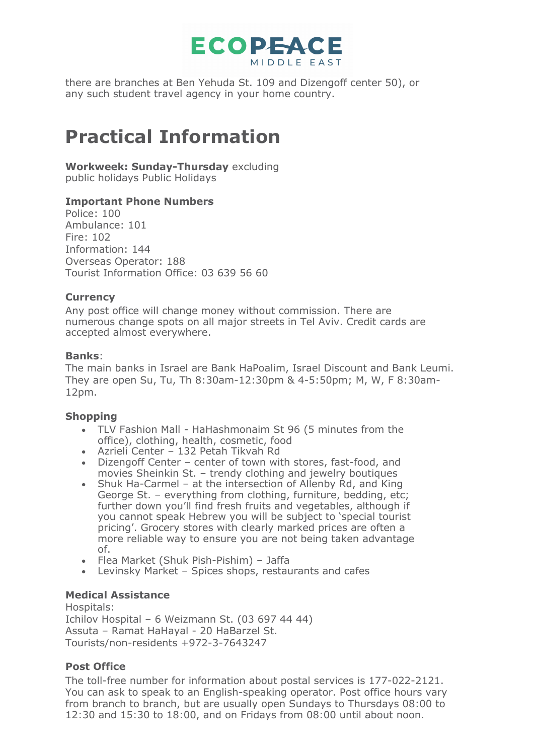there are branches at Ben Yehuda St. 109 and Dizengoff center 50), or any such student travel agency in your home country.

# Practical Information

**Workweek: Sunday-Thursday** excluding
public holidays Public Holidays

### Important Phone Numbers

Police: 100
Ambulance: 101
Fire: 102
Information: 144
Overseas Operator: 188
Tourist Information Office: 03 639 56 60

### Currency

Any post office will change money without commission. There are numerous change spots on all major streets in Tel Aviv. Credit cards are accepted almost everywhere.

### Banks:

The main banks in Israel are Bank HaPoalim, Israel Discount and Bank Leumi. They are open Su, Tu, Th 8:30am-12:30pm & 4-5:50pm; M, W, F 8:30am-12pm.

### Shopping

- TLV Fashion Mall - HaHashmonaim St 96 (5 minutes from the office), clothing, health, cosmetic, food
- Azrieli Center – 132 Petah Tikvah Rd
- Dizengoff Center – center of town with stores, fast-food, and movies Sheinkin St. – trendy clothing and jewelry boutiques
- Shuk Ha-Carmel – at the intersection of Allenby Rd, and King George St. – everything from clothing, furniture, bedding, etc; further down you'll find fresh fruits and vegetables, although if you cannot speak Hebrew you will be subject to 'special tourist pricing'. Grocery stores with clearly marked prices are often a more reliable way to ensure you are not being taken advantage of.
- Flea Market (Shuk Pish-Pishim) – Jaffa
- Levinsky Market – Spices shops, restaurants and cafes

### Medical Assistance

Hospitals:
Ichilov Hospital – 6 Weizmann St. (03 697 44 44)
Assuta – Ramat HaHayal - 20 HaBarzel St.
Tourists/non-residents +972-3-7643247

### Post Office

The toll-free number for information about postal services is 177-022-2121. You can ask to speak to an English-speaking operator. Post office hours vary from branch to branch, but are usually open Sundays to Thursdays 08:00 to 12:30 and 15:30 to 18:00, and on Fridays from 08:00 until about noon.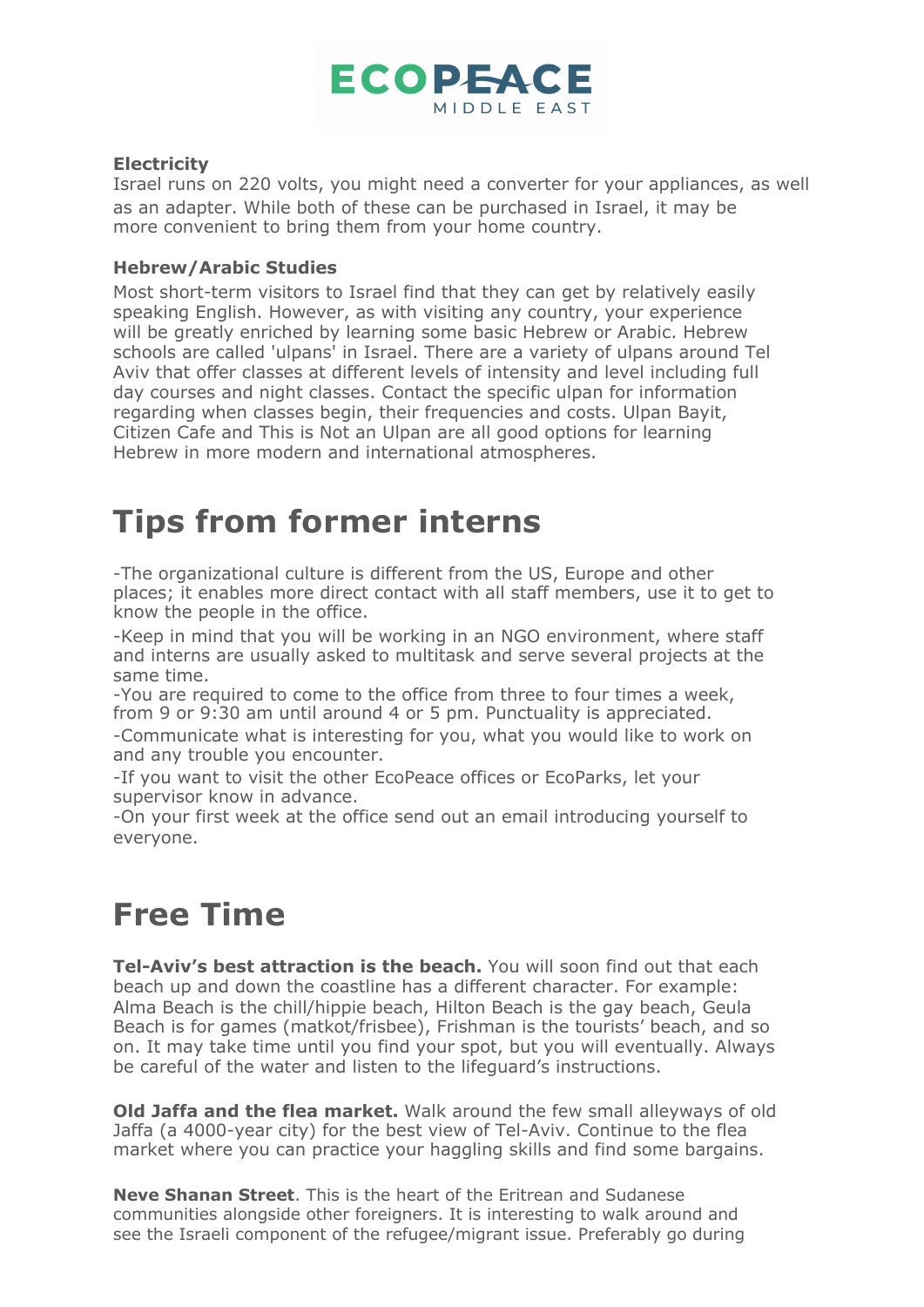**Electricity**

Israel runs on 220 volts, you might need a converter for your appliances, as well as an adapter. While both of these can be purchased in Israel, it may be more convenient to bring them from your home country.

**Hebrew/Arabic Studies**

Most short-term visitors to Israel find that they can get by relatively easily speaking English. However, as with visiting any country, your experience will be greatly enriched by learning some basic Hebrew or Arabic. Hebrew schools are called 'ulpans' in Israel. There are a variety of ulpans around Tel Aviv that offer classes at different levels of intensity and level including full day courses and night classes. Contact the specific ulpan for information regarding when classes begin, their frequencies and costs. Ulpan Bayit, Citizen Cafe and This is Not an Ulpan are all good options for learning Hebrew in more modern and international atmospheres.

# Tips from former interns

-The organizational culture is different from the US, Europe and other places; it enables more direct contact with all staff members, use it to get to know the people in the office.
-Keep in mind that you will be working in an NGO environment, where staff and interns are usually asked to multitask and serve several projects at the same time.
-You are required to come to the office from three to four times a week, from 9 or 9:30 am until around 4 or 5 pm. Punctuality is appreciated.
-Communicate what is interesting for you, what you would like to work on and any trouble you encounter.
-If you want to visit the other EcoPeace offices or EcoParks, let your supervisor know in advance.
-On your first week at the office send out an email introducing yourself to everyone.

# Free Time

**Tel-Aviv's best attraction is the beach.** You will soon find out that each beach up and down the coastline has a different character. For example: Alma Beach is the chill/hippie beach, Hilton Beach is the gay beach, Geula Beach is for games (matkot/frisbee), Frishman is the tourists' beach, and so on. It may take time until you find your spot, but you will eventually. Always be careful of the water and listen to the lifeguard's instructions.

**Old Jaffa and the flea market.** Walk around the few small alleyways of old Jaffa (a 4000-year city) for the best view of Tel-Aviv. Continue to the flea market where you can practice your haggling skills and find some bargains.

**Neve Shanan Street**. This is the heart of the Eritrean and Sudanese communities alongside other foreigners. It is interesting to walk around and see the Israeli component of the refugee/migrant issue. Preferably go during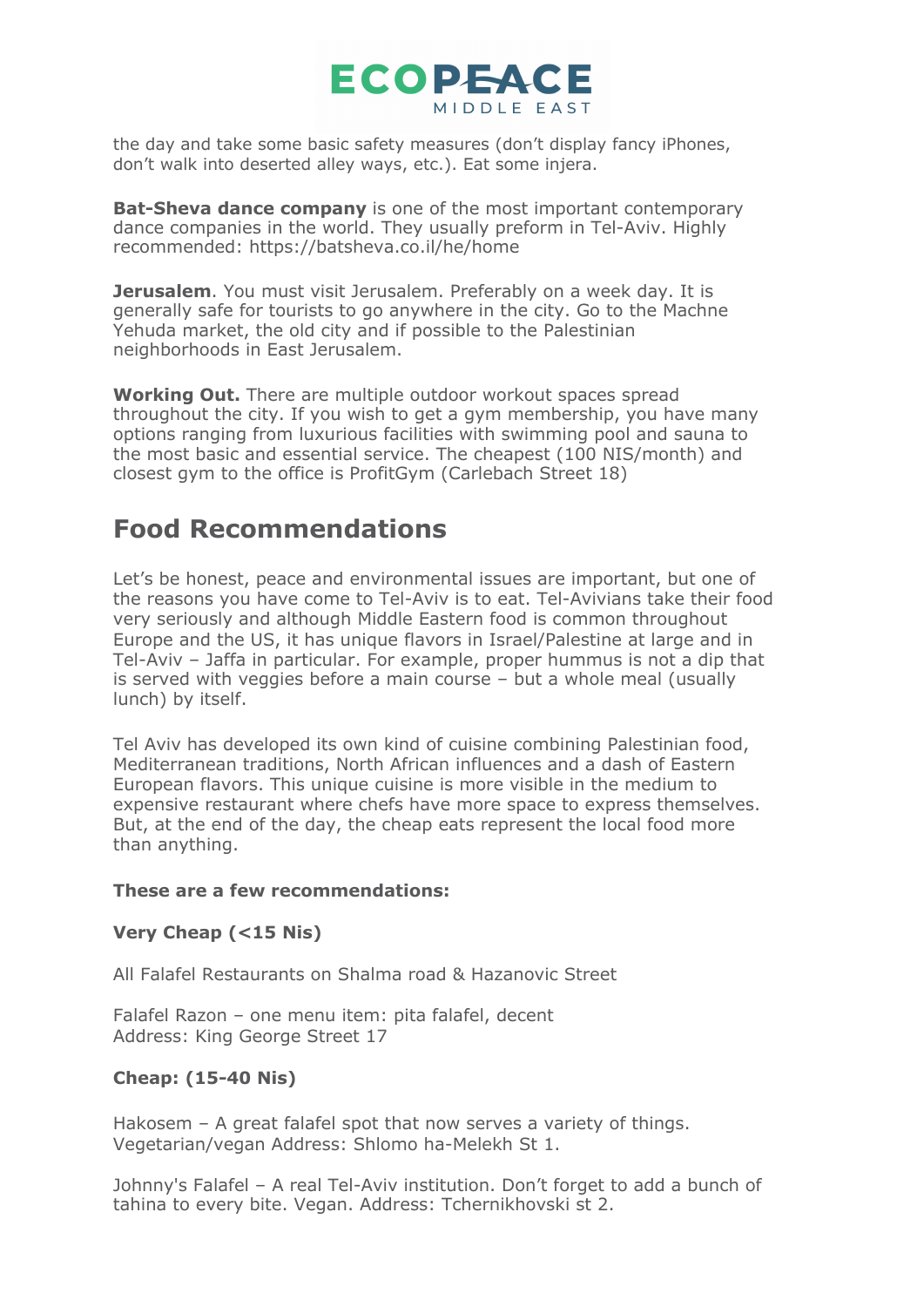the day and take some basic safety measures (don't display fancy iPhones, don't walk into deserted alley ways, etc.). Eat some injera.

**Bat-Sheva dance company** is one of the most important contemporary dance companies in the world. They usually preform in Tel-Aviv. Highly recommended: https://batsheva.co.il/he/home

**Jerusalem**. You must visit Jerusalem. Preferably on a week day. It is generally safe for tourists to go anywhere in the city. Go to the Machne Yehuda market, the old city and if possible to the Palestinian neighborhoods in East Jerusalem.

**Working Out.** There are multiple outdoor workout spaces spread throughout the city. If you wish to get a gym membership, you have many options ranging from luxurious facilities with swimming pool and sauna to the most basic and essential service. The cheapest (100 NIS/month) and closest gym to the office is ProfitGym (Carlebach Street 18)

## Food Recommendations

Let's be honest, peace and environmental issues are important, but one of the reasons you have come to Tel-Aviv is to eat. Tel-Avivians take their food very seriously and although Middle Eastern food is common throughout Europe and the US, it has unique flavors in Israel/Palestine at large and in Tel-Aviv – Jaffa in particular. For example, proper hummus is not a dip that is served with veggies before a main course – but a whole meal (usually lunch) by itself.

Tel Aviv has developed its own kind of cuisine combining Palestinian food, Mediterranean traditions, North African influences and a dash of Eastern European flavors. This unique cuisine is more visible in the medium to expensive restaurant where chefs have more space to express themselves. But, at the end of the day, the cheap eats represent the local food more than anything.

**These are a few recommendations:**

**Very Cheap (<15 Nis)**

All Falafel Restaurants on Shalma road & Hazanovic Street

Falafel Razon – one menu item: pita falafel, decent
Address: King George Street 17

**Cheap: (15-40 Nis)**

Hakosem – A great falafel spot that now serves a variety of things. Vegetarian/vegan Address: Shlomo ha-Melekh St 1.

Johnny's Falafel – A real Tel-Aviv institution. Don't forget to add a bunch of tahina to every bite. Vegan. Address: Tchernikhovski st 2.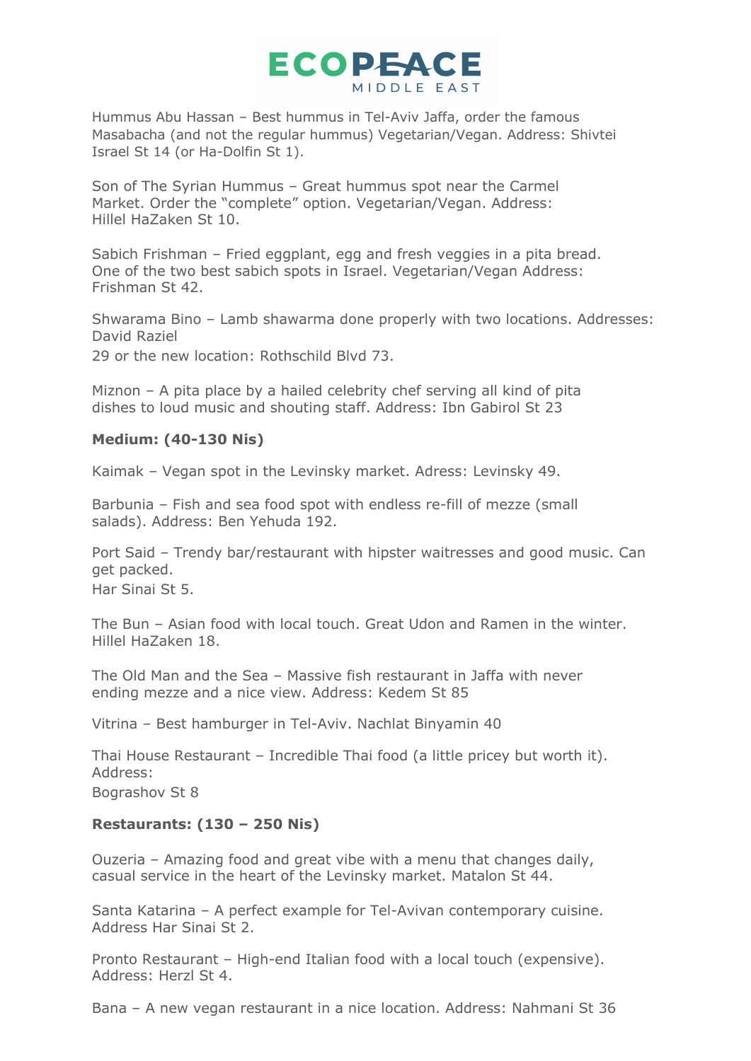Hummus Abu Hassan – Best hummus in Tel-Aviv Jaffa, order the famous Masabacha (and not the regular hummus) Vegetarian/Vegan. Address: Shivtei Israel St 14 (or Ha-Dolfin St 1).

Son of The Syrian Hummus – Great hummus spot near the Carmel Market. Order the "complete" option. Vegetarian/Vegan. Address: Hillel HaZaken St 10.

Sabich Frishman – Fried eggplant, egg and fresh veggies in a pita bread. One of the two best sabich spots in Israel. Vegetarian/Vegan Address: Frishman St 42.

Shwarama Bino – Lamb shawarma done properly with two locations. Addresses: David Raziel 29 or the new location: Rothschild Blvd 73.

Miznon – A pita place by a hailed celebrity chef serving all kind of pita dishes to loud music and shouting staff. Address: Ibn Gabirol St 23

**Medium: (40-130 Nis)**

Kaimak – Vegan spot in the Levinsky market. Adress: Levinsky 49.

Barbunia – Fish and sea food spot with endless re-fill of mezze (small salads). Address: Ben Yehuda 192.

Port Said – Trendy bar/restaurant with hipster waitresses and good music. Can get packed.
Har Sinai St 5.

The Bun – Asian food with local touch. Great Udon and Ramen in the winter. Hillel HaZaken 18.

The Old Man and the Sea – Massive fish restaurant in Jaffa with never ending mezze and a nice view. Address: Kedem St 85

Vitrina – Best hamburger in Tel-Aviv. Nachlat Binyamin 40

Thai House Restaurant – Incredible Thai food (a little pricey but worth it). Address:
Bograshov St 8

**Restaurants: (130 – 250 Nis)**

Ouzeria – Amazing food and great vibe with a menu that changes daily, casual service in the heart of the Levinsky market. Matalon St 44.

Santa Katarina – A perfect example for Tel-Avivan contemporary cuisine. Address Har Sinai St 2.

Pronto Restaurant – High-end Italian food with a local touch (expensive). Address: Herzl St 4.

Bana – A new vegan restaurant in a nice location. Address: Nahmani St 36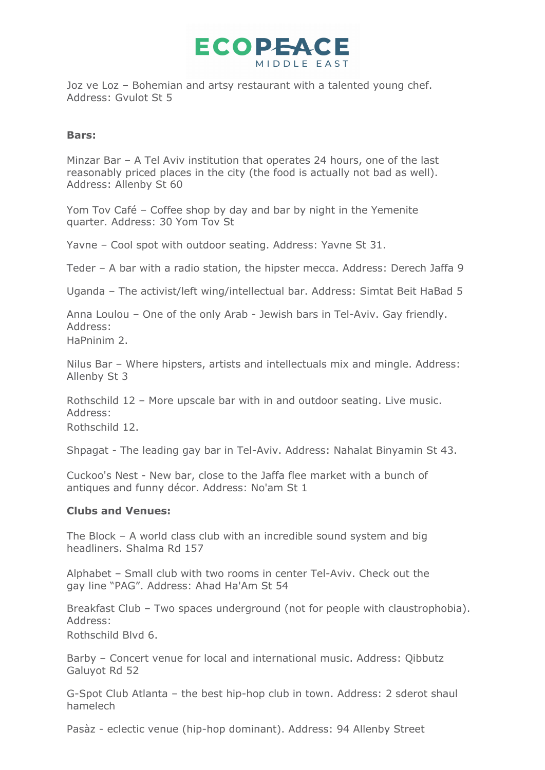Joz ve Loz – Bohemian and artsy restaurant with a talented young chef. Address: Gvulot St 5

**Bars:**

Minzar Bar – A Tel Aviv institution that operates 24 hours, one of the last reasonably priced places in the city (the food is actually not bad as well). Address: Allenby St 60

Yom Tov Café – Coffee shop by day and bar by night in the Yemenite quarter. Address: 30 Yom Tov St

Yavne – Cool spot with outdoor seating. Address: Yavne St 31.

Teder – A bar with a radio station, the hipster mecca. Address: Derech Jaffa 9

Uganda – The activist/left wing/intellectual bar. Address: Simtat Beit HaBad 5

Anna Loulou – One of the only Arab - Jewish bars in Tel-Aviv. Gay friendly. Address:
HaPninim 2.

Nilus Bar – Where hipsters, artists and intellectuals mix and mingle. Address: Allenby St 3

Rothschild 12 – More upscale bar with in and outdoor seating. Live music. Address:
Rothschild 12.

Shpagat - The leading gay bar in Tel-Aviv. Address: Nahalat Binyamin St 43.

Cuckoo's Nest - New bar, close to the Jaffa flee market with a bunch of antiques and funny décor. Address: No'am St 1

**Clubs and Venues:**

The Block – A world class club with an incredible sound system and big headliners. Shalma Rd 157

Alphabet – Small club with two rooms in center Tel-Aviv. Check out the gay line "PAG". Address: Ahad Ha'Am St 54

Breakfast Club – Two spaces underground (not for people with claustrophobia). Address:
Rothschild Blvd 6.

Barby – Concert venue for local and international music. Address: Qibbutz Galuyot Rd 52

G-Spot Club Atlanta – the best hip-hop club in town. Address: 2 sderot shaul hamelech

Pasàz - eclectic venue (hip-hop dominant). Address: 94 Allenby Street